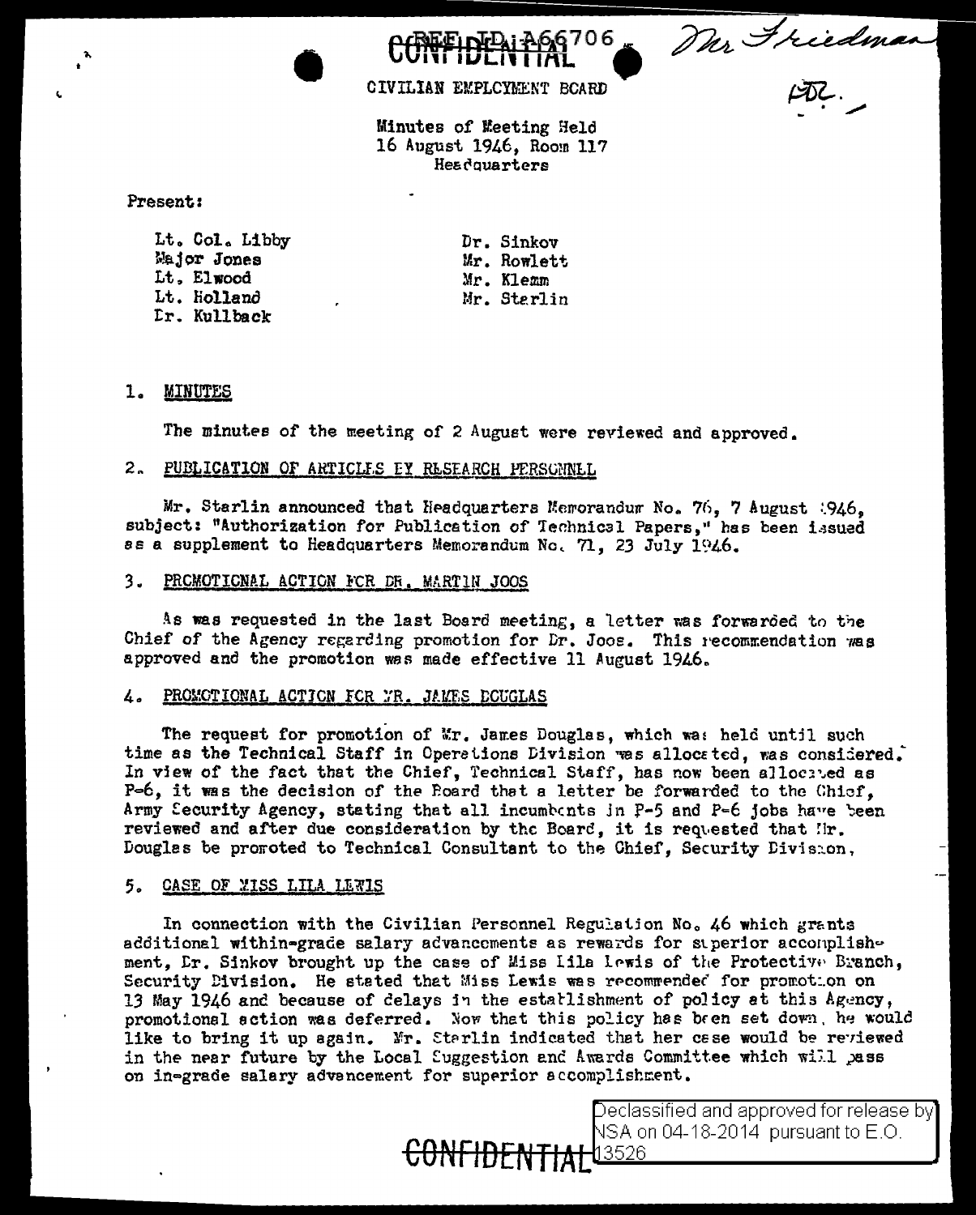REF ID:A66706

CONFIDENTIAL

Mr Friedman

CIVILIAN EMPLOYMENT BOARD

Minutes of Meeting Held
16 August 1946, Room 117
Headquarters

Present:

| | |
|---|---|
| Lt. Col. Libby | Dr. Sinkov |
| Major Jones | Mr. Rowlett |
| Lt. Elwood | Mr. Klemm |
| Lt. Holland | Mr. Starlin |
| Dr. Kullback | |

1. MINUTES

The minutes of the meeting of 2 August were reviewed and approved.

2. PUBLICATION OF ARTICLES BY RESEARCH PERSONNEL

Mr. Starlin announced that Headquarters Memorandum No. 76, 7 August 1946, subject: "Authorization for Publication of Technical Papers," has been issued as a supplement to Headquarters Memorandum No. 71, 23 July 1946.

3. PROMOTIONAL ACTION FOR DR. MARTIN JOOS

As was requested in the last Board meeting, a letter was forwarded to the Chief of the Agency regarding promotion for Dr. Joos. This recommendation was approved and the promotion was made effective 11 August 1946.

4. PROMOTIONAL ACTION FOR MR. JAMES DOUGLAS

The request for promotion of Mr. James Douglas, which was held until such time as the Technical Staff in Operations Division was allocated, was considered. In view of the fact that the Chief, Technical Staff, has now been allocated as P-6, it was the decision of the Board that a letter be forwarded to the Chief, Army Security Agency, stating that all incumbents in P-5 and P-6 jobs have been reviewed and after due consideration by the Board, it is requested that Mr. Douglas be promoted to Technical Consultant to the Chief, Security Division,

5. CASE OF MISS LILA LEWIS

In connection with the Civilian Personnel Regulation No. 46 which grants additional within-grade salary advancements as rewards for superior accomplishment, Dr. Sinkov brought up the case of Miss Lila Lewis of the Protective Branch, Security Division. He stated that Miss Lewis was recommended for promotion on 13 May 1946 and because of delays in the establishment of policy at this Agency, promotional action was deferred. Now that this policy has been set down, he would like to bring it up again. Mr. Starlin indicated that her case would be reviewed in the near future by the Local Suggestion and Awards Committee which will pass on in-grade salary advancement for superior accomplishment.

Declassified and approved for release by NSA on 04-18-2014 pursuant to E.O. 13526

CONFIDENTIAL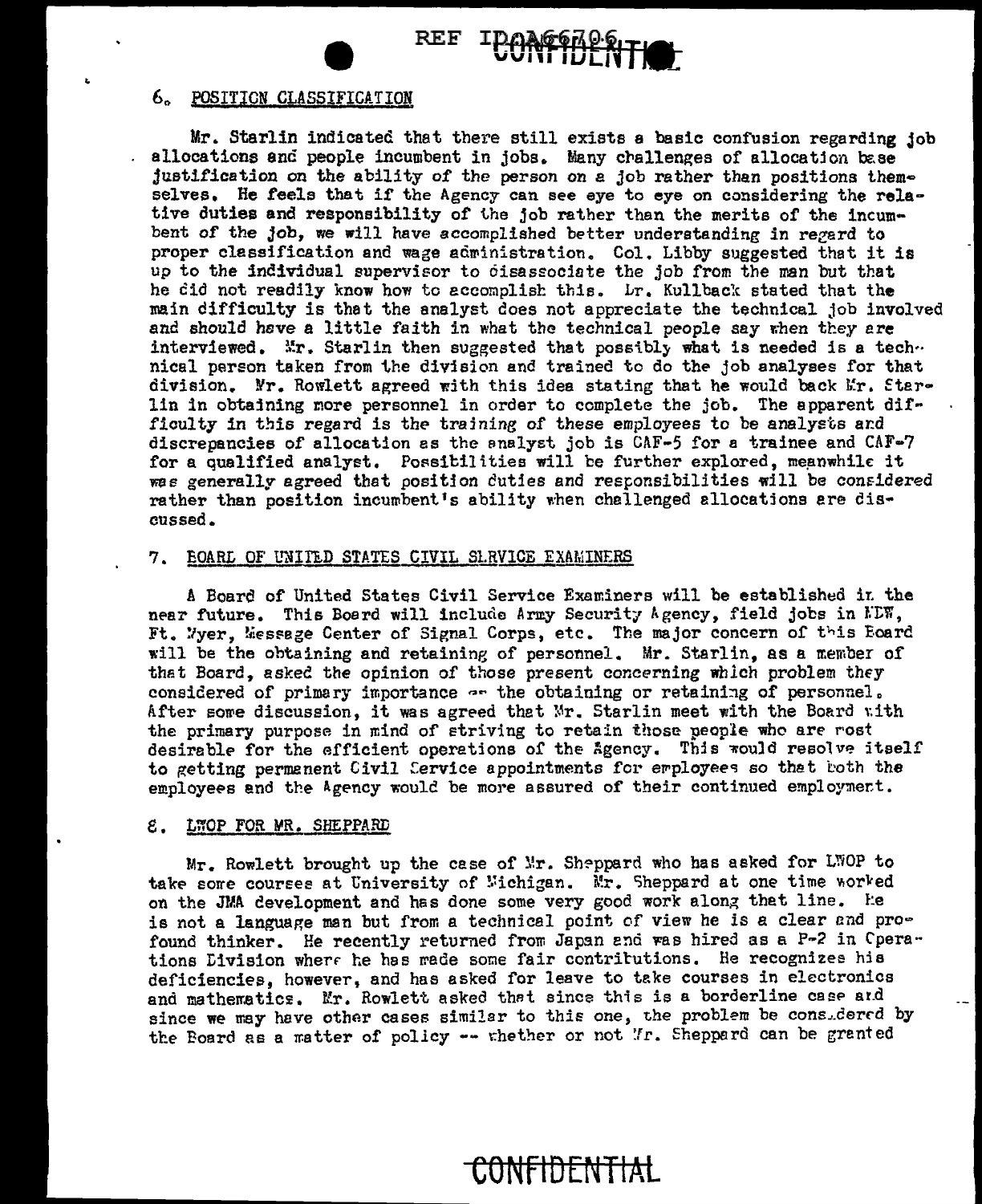## 6. POSITION CLASSIFICATION

Mr. Starlin indicated that there still exists a basic confusion regarding job allocations and people incumbent in jobs. Many challenges of allocation base justification on the ability of the person on a job rather than positions themselves. He feels that if the Agency can see eye to eye on considering the relative duties and responsibility of the job rather than the merits of the incumbent of the job, we will have accomplished better understanding in regard to proper classification and wage administration. Col. Libby suggested that it is up to the individual supervisor to disassociate the job from the man but that he did not readily know how to accomplish this. Dr. Kullback stated that the main difficulty is that the analyst does not appreciate the technical job involved and should have a little faith in what the technical people say when they are interviewed. Mr. Starlin then suggested that possibly what is needed is a technical person taken from the division and trained to do the job analyses for that division. Mr. Rowlett agreed with this idea stating that he would back Mr. Starlin in obtaining more personnel in order to complete the job. The apparent difficulty in this regard is the training of these employees to be analysts and discrepancies of allocation as the analyst job is CAF-5 for a trainee and CAF-7 for a qualified analyst. Possibilities will be further explored, meanwhile it was generally agreed that position duties and responsibilities will be considered rather than position incumbent's ability when challenged allocations are discussed.

## 7. BOARD OF UNITED STATES CIVIL SERVICE EXAMINERS

A Board of United States Civil Service Examiners will be established in the near future. This Board will include Army Security Agency, field jobs in MDW, Ft. Myer, Message Center of Signal Corps, etc. The major concern of this Board will be the obtaining and retaining of personnel. Mr. Starlin, as a member of that Board, asked the opinion of those present concerning which problem they considered of primary importance -- the obtaining or retaining of personnel. After some discussion, it was agreed that Mr. Starlin meet with the Board with the primary purpose in mind of striving to retain those people who are most desirable for the efficient operations of the Agency. This would resolve itself to getting permanent Civil Service appointments for employees so that both the employees and the Agency would be more assured of their continued employment.

## 8. LWOP FOR MR. SHEPPARD

Mr. Rowlett brought up the case of Mr. Sheppard who has asked for LWOP to take some courses at University of Michigan. Mr. Sheppard at one time worked on the JMA development and has done some very good work along that line. He is not a language man but from a technical point of view he is a clear and profound thinker. He recently returned from Japan and was hired as a P-2 in Operations Division where he has made some fair contributions. He recognizes his deficiencies, however, and has asked for leave to take courses in electronics and mathematics. Mr. Rowlett asked that since this is a borderline case and since we may have other cases similar to this one, the problem be considered by the Board as a matter of policy -- whether or not Mr. Sheppard can be granted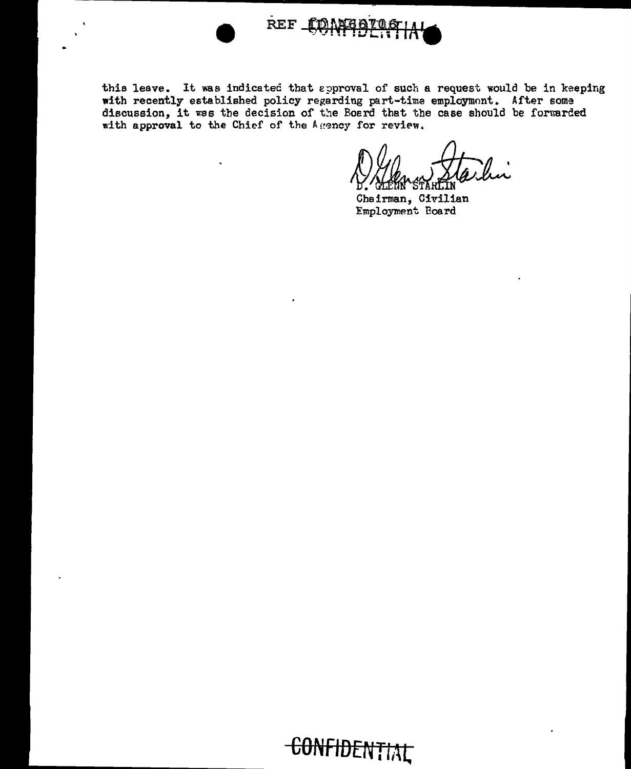REF ID:A66706

this leave. It was indicated that approval of such a request would be in keeping with recently established policy regarding part-time employment. After some discussion, it was the decision of the Board that the case should be forwarded with approval to the Chief of the Agency for review.

D. GLENN STARLIN
Chairman, Civilian
Employment Board

CONFIDENTIAL